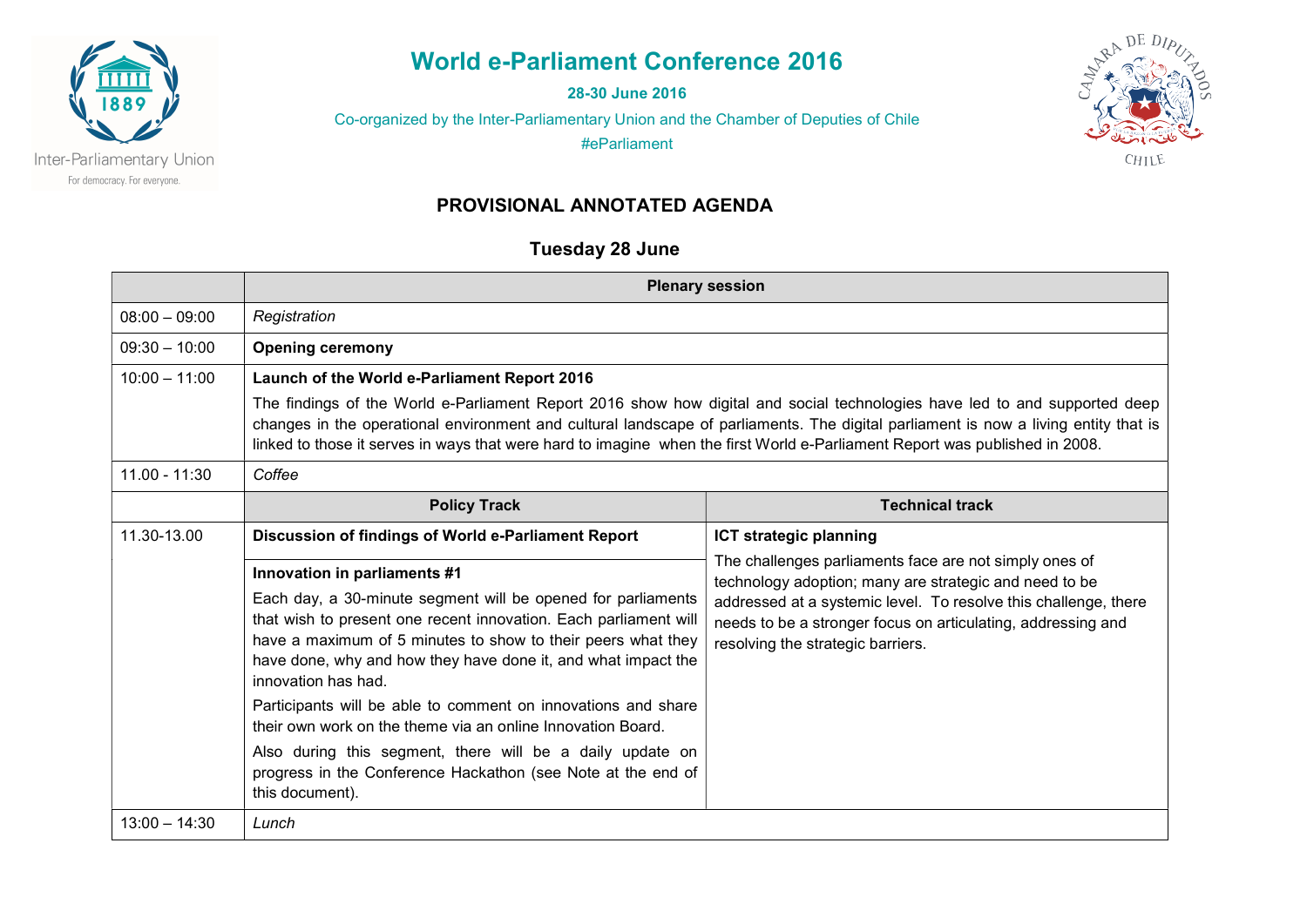# World e-Parliament Conference 2016

**28-30 June 2016**

Co-organized by the Inter-Parliamentary Union and the Chamber of Deputies of Chile

#eParliament

## PROVISIONAL ANNOTATED AGENDA

### Tuesday 28 June

| | Plenary session | |
|---|---|---|
| 08:00 – 09:00 | *Registration* | |
| 09:30 – 10:00 | **Opening ceremony** | |
| 10:00 – 11:00 | **Launch of the World e-Parliament Report 2016**<br><br>The findings of the World e-Parliament Report 2016 show how digital and social technologies have led to and supported deep changes in the operational environment and cultural landscape of parliaments. The digital parliament is now a living entity that is linked to those it serves in ways that were hard to imagine when the first World e-Parliament Report was published in 2008. | |
| 11.00 - 11:30 | *Coffee* | |
| | **Policy Track** | **Technical track** |
| 11.30-13.00 | **Discussion of findings of World e-Parliament Report**<br><br>**Innovation in parliaments #1**<br><br>Each day, a 30-minute segment will be opened for parliaments that wish to present one recent innovation. Each parliament will have a maximum of 5 minutes to show to their peers what they have done, why and how they have done it, and what impact the innovation has had.<br><br>Participants will be able to comment on innovations and share their own work on the theme via an online Innovation Board.<br><br>Also during this segment, there will be a daily update on progress in the Conference Hackathon (see Note at the end of this document). | **ICT strategic planning**<br><br>The challenges parliaments face are not simply ones of technology adoption; many are strategic and need to be addressed at a systemic level. To resolve this challenge, there needs to be a stronger focus on articulating, addressing and resolving the strategic barriers. |
| 13:00 – 14:30 | *Lunch* | |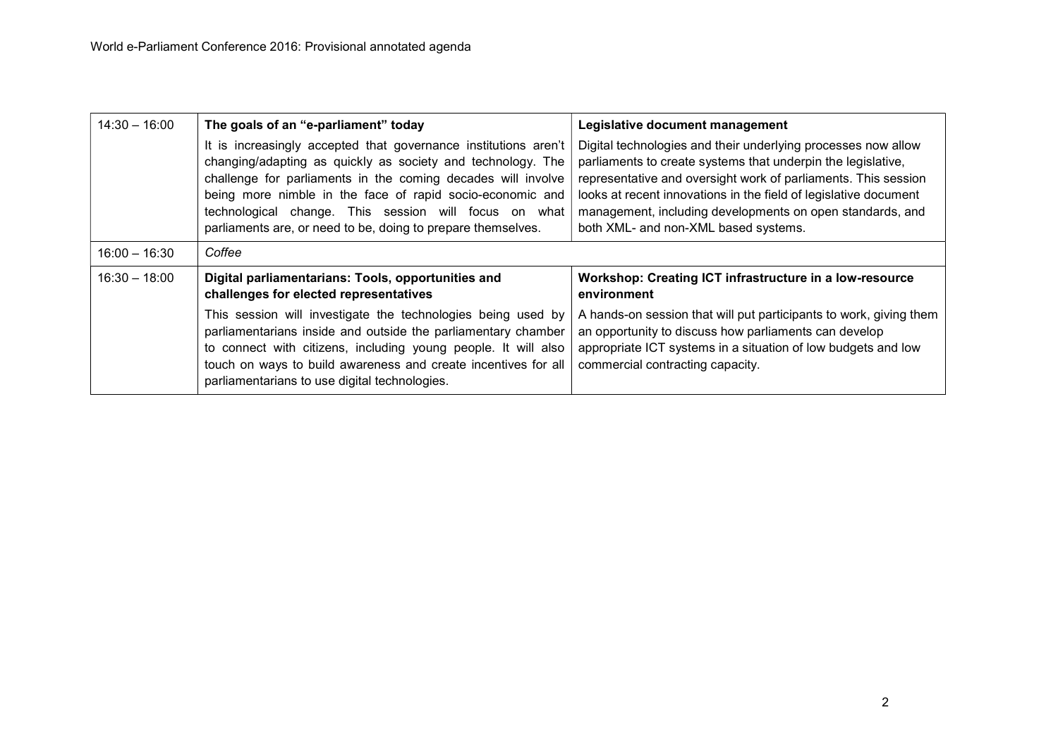| | | |
|---|---|---|
| 14:30 – 16:00 | **The goals of an "e-parliament" today**<br>It is increasingly accepted that governance institutions aren't changing/adapting as quickly as society and technology. The challenge for parliaments in the coming decades will involve being more nimble in the face of rapid socio-economic and technological change. This session will focus on what parliaments are, or need to be, doing to prepare themselves. | **Legislative document management**<br>Digital technologies and their underlying processes now allow parliaments to create systems that underpin the legislative, representative and oversight work of parliaments. This session looks at recent innovations in the field of legislative document management, including developments on open standards, and both XML- and non-XML based systems. |
| 16:00 – 16:30 | *Coffee* | |
| 16:30 – 18:00 | **Digital parliamentarians: Tools, opportunities and challenges for elected representatives**<br>This session will investigate the technologies being used by parliamentarians inside and outside the parliamentary chamber to connect with citizens, including young people. It will also touch on ways to build awareness and create incentives for all parliamentarians to use digital technologies. | **Workshop: Creating ICT infrastructure in a low-resource environment**<br>A hands-on session that will put participants to work, giving them an opportunity to discuss how parliaments can develop appropriate ICT systems in a situation of low budgets and low commercial contracting capacity. |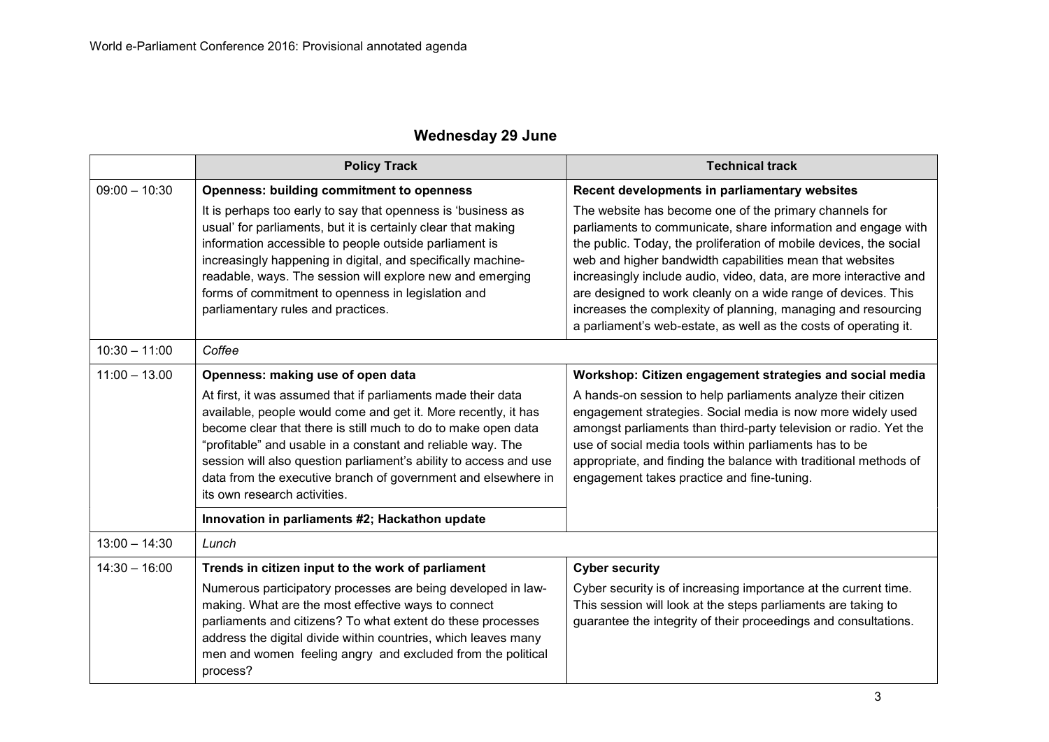## Wednesday 29 June

| | Policy Track | Technical track |
|---|---|---|
| 09:00 – 10:30 | **Openness: building commitment to openness** It is perhaps too early to say that openness is 'business as usual' for parliaments, but it is certainly clear that making information accessible to people outside parliament is increasingly happening in digital, and specifically machine-readable, ways. The session will explore new and emerging forms of commitment to openness in legislation and parliamentary rules and practices. | **Recent developments in parliamentary websites** The website has become one of the primary channels for parliaments to communicate, share information and engage with the public. Today, the proliferation of mobile devices, the social web and higher bandwidth capabilities mean that websites increasingly include audio, video, data, are more interactive and are designed to work cleanly on a wide range of devices. This increases the complexity of planning, managing and resourcing a parliament's web-estate, as well as the costs of operating it. |
| 10:30 – 11:00 | *Coffee* | |
| 11:00 – 13.00 | **Openness: making use of open data** At first, it was assumed that if parliaments made their data available, people would come and get it. More recently, it has become clear that there is still much to do to make open data "profitable" and usable in a constant and reliable way. The session will also question parliament's ability to access and use data from the executive branch of government and elsewhere in its own research activities. | **Workshop: Citizen engagement strategies and social media** A hands-on session to help parliaments analyze their citizen engagement strategies. Social media is now more widely used amongst parliaments than third-party television or radio. Yet the use of social media tools within parliaments has to be appropriate, and finding the balance with traditional methods of engagement takes practice and fine-tuning. |
| | **Innovation in parliaments #2; Hackathon update** | |
| 13:00 – 14:30 | *Lunch* | |
| 14:30 – 16:00 | **Trends in citizen input to the work of parliament** Numerous participatory processes are being developed in law-making. What are the most effective ways to connect parliaments and citizens? To what extent do these processes address the digital divide within countries, which leaves many men and women feeling angry and excluded from the political process? | **Cyber security** Cyber security is of increasing importance at the current time. This session will look at the steps parliaments are taking to guarantee the integrity of their proceedings and consultations. |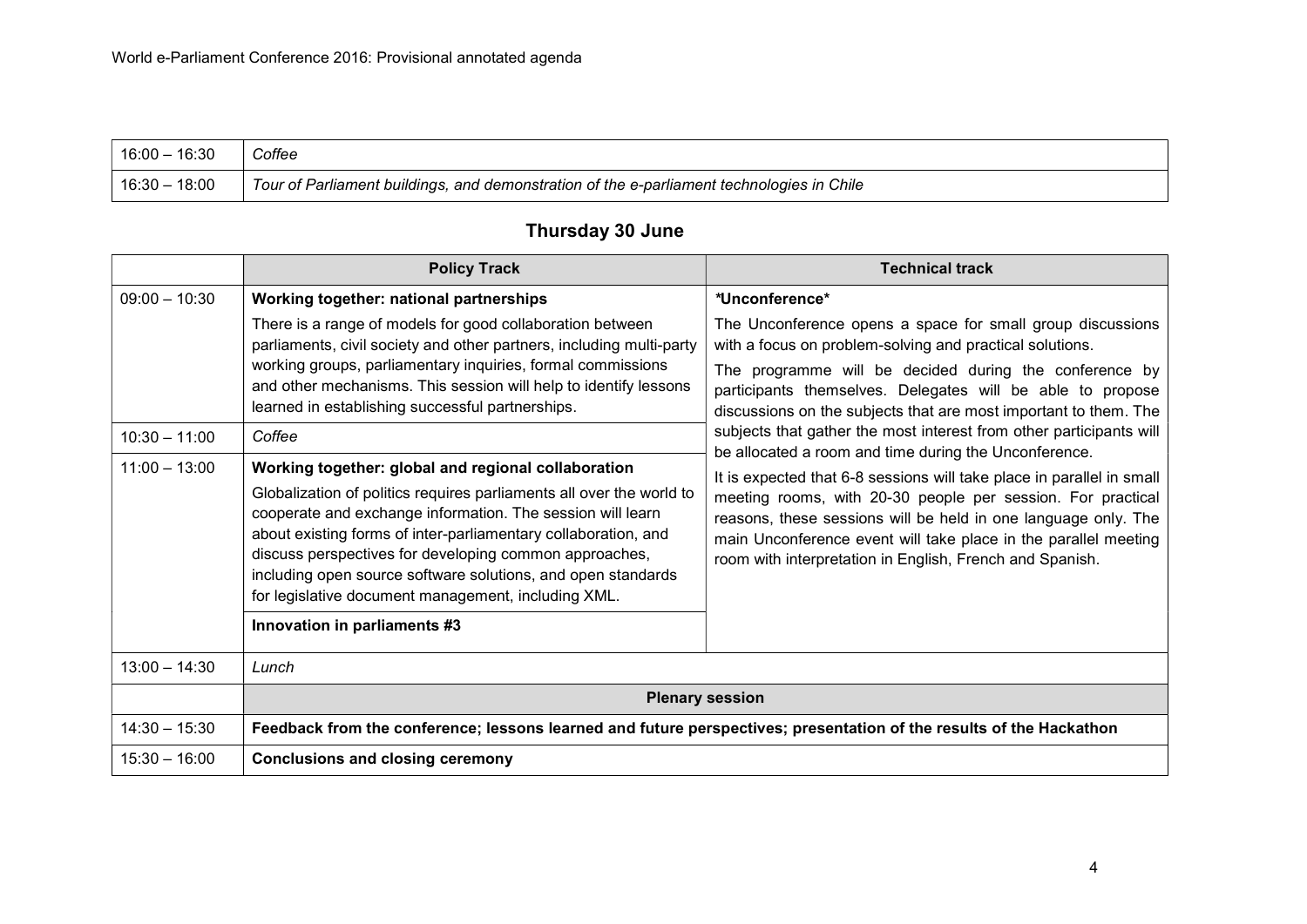| | |
|---|---|
| 16:00 – 16:30 | *Coffee* |
| 16:30 – 18:00 | *Tour of Parliament buildings, and demonstration of the e-parliament technologies in Chile* |

## Thursday 30 June

| | Policy Track | Technical track |
|---|---|---|
| 09:00 – 10:30 | **Working together: national partnerships**<br>There is a range of models for good collaboration between parliaments, civil society and other partners, including multi-party working groups, parliamentary inquiries, formal commissions and other mechanisms. This session will help to identify lessons learned in establishing successful partnerships. | ***Unconference***<br>The Unconference opens a space for small group discussions with a focus on problem-solving and practical solutions.<br>The programme will be decided during the conference by participants themselves. Delegates will be able to propose discussions on the subjects that are most important to them. The subjects that gather the most interest from other participants will be allocated a room and time during the Unconference.<br>It is expected that 6-8 sessions will take place in parallel in small meeting rooms, with 20-30 people per session. For practical reasons, these sessions will be held in one language only. The main Unconference event will take place in the parallel meeting room with interpretation in English, French and Spanish. |
| 10:30 – 11:00 | *Coffee* | |
| 11:00 – 13:00 | **Working together: global and regional collaboration**<br>Globalization of politics requires parliaments all over the world to cooperate and exchange information. The session will learn about existing forms of inter-parliamentary collaboration, and discuss perspectives for developing common approaches, including open source software solutions, and open standards for legislative document management, including XML. | |
| | **Innovation in parliaments #3** | |
| 13:00 – 14:30 | *Lunch* | |
| | **Plenary session** | |
| 14:30 – 15:30 | **Feedback from the conference; lessons learned and future perspectives; presentation of the results of the Hackathon** | |
| 15:30 – 16:00 | **Conclusions and closing ceremony** | |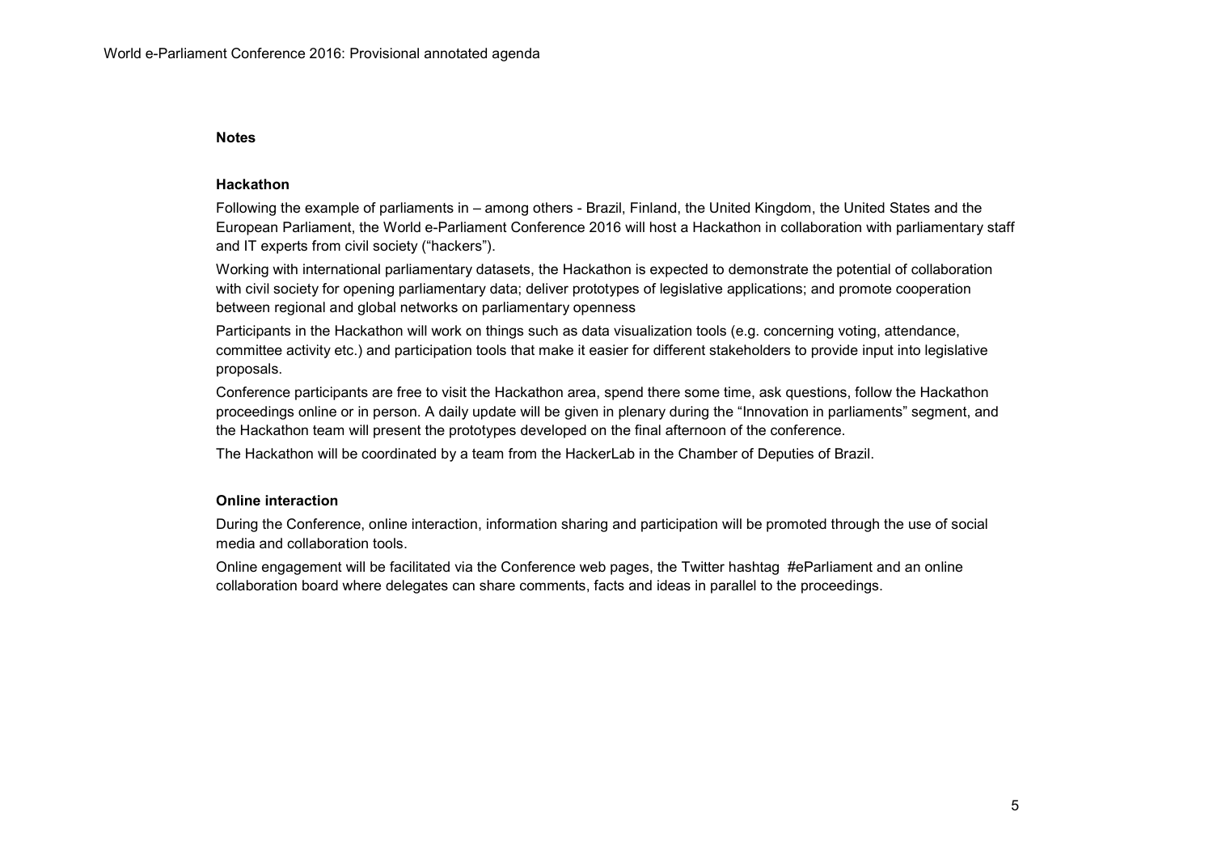**Notes**

**Hackathon**

Following the example of parliaments in – among others - Brazil, Finland, the United Kingdom, the United States and the European Parliament, the World e-Parliament Conference 2016 will host a Hackathon in collaboration with parliamentary staff and IT experts from civil society ("hackers").

Working with international parliamentary datasets, the Hackathon is expected to demonstrate the potential of collaboration with civil society for opening parliamentary data; deliver prototypes of legislative applications; and promote cooperation between regional and global networks on parliamentary openness

Participants in the Hackathon will work on things such as data visualization tools (e.g. concerning voting, attendance, committee activity etc.) and participation tools that make it easier for different stakeholders to provide input into legislative proposals.

Conference participants are free to visit the Hackathon area, spend there some time, ask questions, follow the Hackathon proceedings online or in person. A daily update will be given in plenary during the "Innovation in parliaments" segment, and the Hackathon team will present the prototypes developed on the final afternoon of the conference.

The Hackathon will be coordinated by a team from the HackerLab in the Chamber of Deputies of Brazil.

**Online interaction**

During the Conference, online interaction, information sharing and participation will be promoted through the use of social media and collaboration tools.

Online engagement will be facilitated via the Conference web pages, the Twitter hashtag #eParliament and an online collaboration board where delegates can share comments, facts and ideas in parallel to the proceedings.